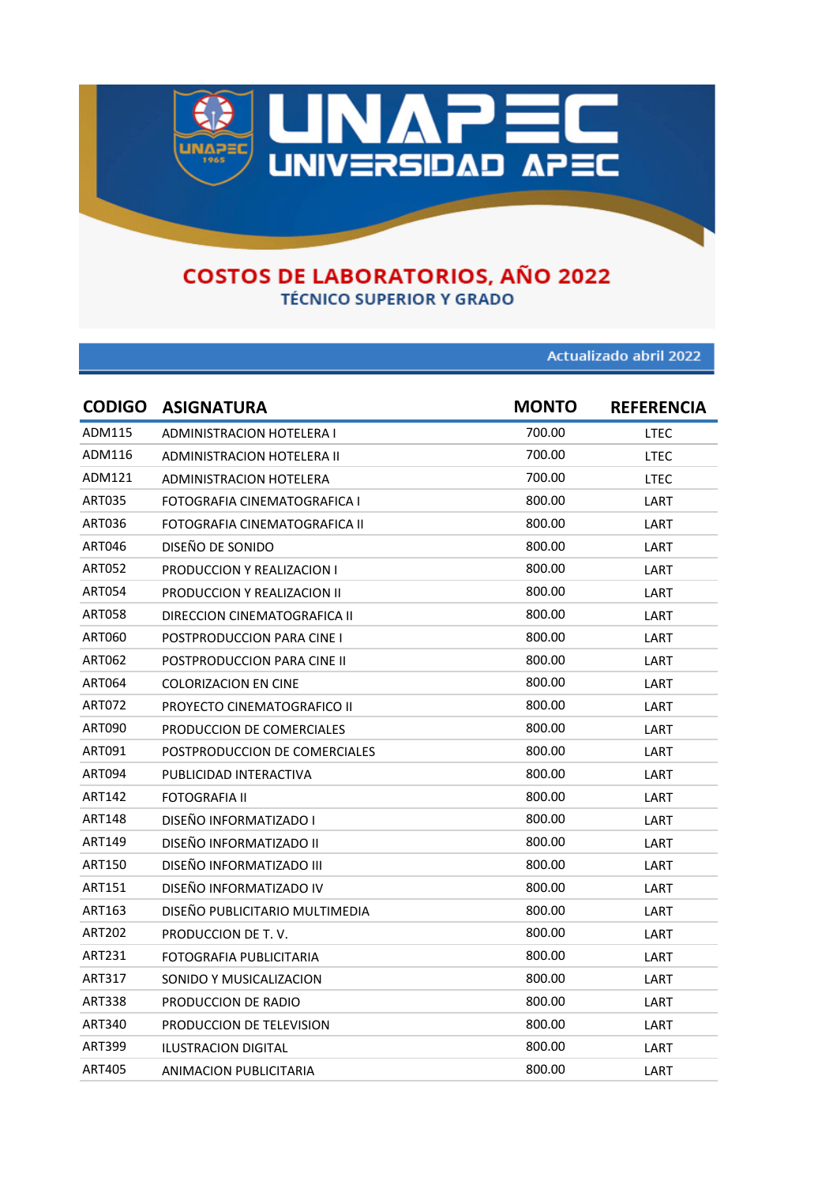# UNAPEC UNIVERSIDAD APEC

## COSTOS DE LABORATORIOS, AÑO 2022

### TÉCNICO SUPERIOR Y GRADO

Actualizado abril 2022

| CODIGO | ASIGNATURA | MONTO | REFERENCIA |
| --- | --- | --- | --- |
| ADM115 | ADMINISTRACION HOTELERA I | 700.00 | LTEC |
| ADM116 | ADMINISTRACION HOTELERA II | 700.00 | LTEC |
| ADM121 | ADMINISTRACION HOTELERA | 700.00 | LTEC |
| ART035 | FOTOGRAFIA CINEMATOGRAFICA I | 800.00 | LART |
| ART036 | FOTOGRAFIA CINEMATOGRAFICA II | 800.00 | LART |
| ART046 | DISEÑO DE SONIDO | 800.00 | LART |
| ART052 | PRODUCCION Y REALIZACION I | 800.00 | LART |
| ART054 | PRODUCCION Y REALIZACION II | 800.00 | LART |
| ART058 | DIRECCION CINEMATOGRAFICA II | 800.00 | LART |
| ART060 | POSTPRODUCCION PARA CINE I | 800.00 | LART |
| ART062 | POSTPRODUCCION PARA CINE II | 800.00 | LART |
| ART064 | COLORIZACION EN CINE | 800.00 | LART |
| ART072 | PROYECTO CINEMATOGRAFICO II | 800.00 | LART |
| ART090 | PRODUCCION DE COMERCIALES | 800.00 | LART |
| ART091 | POSTPRODUCCION DE COMERCIALES | 800.00 | LART |
| ART094 | PUBLICIDAD INTERACTIVA | 800.00 | LART |
| ART142 | FOTOGRAFIA II | 800.00 | LART |
| ART148 | DISEÑO INFORMATIZADO I | 800.00 | LART |
| ART149 | DISEÑO INFORMATIZADO II | 800.00 | LART |
| ART150 | DISEÑO INFORMATIZADO III | 800.00 | LART |
| ART151 | DISEÑO INFORMATIZADO IV | 800.00 | LART |
| ART163 | DISEÑO PUBLICITARIO MULTIMEDIA | 800.00 | LART |
| ART202 | PRODUCCION DE T. V. | 800.00 | LART |
| ART231 | FOTOGRAFIA PUBLICITARIA | 800.00 | LART |
| ART317 | SONIDO Y MUSICALIZACION | 800.00 | LART |
| ART338 | PRODUCCION DE RADIO | 800.00 | LART |
| ART340 | PRODUCCION DE TELEVISION | 800.00 | LART |
| ART399 | ILUSTRACION DIGITAL | 800.00 | LART |
| ART405 | ANIMACION PUBLICITARIA | 800.00 | LART |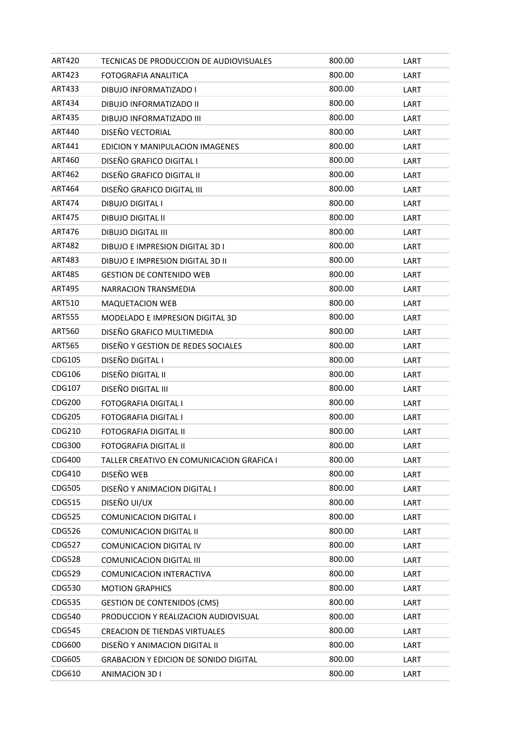| | | | |
|---|---|---|---|
| ART420 | TECNICAS DE PRODUCCION DE AUDIOVISUALES | 800.00 | LART |
| ART423 | FOTOGRAFIA ANALITICA | 800.00 | LART |
| ART433 | DIBUJO INFORMATIZADO I | 800.00 | LART |
| ART434 | DIBUJO INFORMATIZADO II | 800.00 | LART |
| ART435 | DIBUJO INFORMATIZADO III | 800.00 | LART |
| ART440 | DISEÑO VECTORIAL | 800.00 | LART |
| ART441 | EDICION Y MANIPULACION IMAGENES | 800.00 | LART |
| ART460 | DISEÑO GRAFICO DIGITAL I | 800.00 | LART |
| ART462 | DISEÑO GRAFICO DIGITAL II | 800.00 | LART |
| ART464 | DISEÑO GRAFICO DIGITAL III | 800.00 | LART |
| ART474 | DIBUJO DIGITAL I | 800.00 | LART |
| ART475 | DIBUJO DIGITAL II | 800.00 | LART |
| ART476 | DIBUJO DIGITAL III | 800.00 | LART |
| ART482 | DIBUJO E IMPRESION DIGITAL 3D I | 800.00 | LART |
| ART483 | DIBUJO E IMPRESION DIGITAL 3D II | 800.00 | LART |
| ART485 | GESTION DE CONTENIDO WEB | 800.00 | LART |
| ART495 | NARRACION TRANSMEDIA | 800.00 | LART |
| ART510 | MAQUETACION WEB | 800.00 | LART |
| ART555 | MODELADO E IMPRESION DIGITAL 3D | 800.00 | LART |
| ART560 | DISEÑO GRAFICO MULTIMEDIA | 800.00 | LART |
| ART565 | DISEÑO Y GESTION DE REDES SOCIALES | 800.00 | LART |
| CDG105 | DISEÑO DIGITAL I | 800.00 | LART |
| CDG106 | DISEÑO DIGITAL II | 800.00 | LART |
| CDG107 | DISEÑO DIGITAL III | 800.00 | LART |
| CDG200 | FOTOGRAFIA DIGITAL I | 800.00 | LART |
| CDG205 | FOTOGRAFIA DIGITAL I | 800.00 | LART |
| CDG210 | FOTOGRAFIA DIGITAL II | 800.00 | LART |
| CDG300 | FOTOGRAFIA DIGITAL II | 800.00 | LART |
| CDG400 | TALLER CREATIVO EN COMUNICACION GRAFICA I | 800.00 | LART |
| CDG410 | DISEÑO WEB | 800.00 | LART |
| CDG505 | DISEÑO Y ANIMACION DIGITAL I | 800.00 | LART |
| CDG515 | DISEÑO UI/UX | 800.00 | LART |
| CDG525 | COMUNICACION DIGITAL I | 800.00 | LART |
| CDG526 | COMUNICACION DIGITAL II | 800.00 | LART |
| CDG527 | COMUNICACION DIGITAL IV | 800.00 | LART |
| CDG528 | COMUNICACION DIGITAL III | 800.00 | LART |
| CDG529 | COMUNICACION INTERACTIVA | 800.00 | LART |
| CDG530 | MOTION GRAPHICS | 800.00 | LART |
| CDG535 | GESTION DE CONTENIDOS (CMS) | 800.00 | LART |
| CDG540 | PRODUCCION Y REALIZACION AUDIOVISUAL | 800.00 | LART |
| CDG545 | CREACION DE TIENDAS VIRTUALES | 800.00 | LART |
| CDG600 | DISEÑO Y ANIMACION DIGITAL II | 800.00 | LART |
| CDG605 | GRABACION Y EDICION DE SONIDO DIGITAL | 800.00 | LART |
| CDG610 | ANIMACION 3D I | 800.00 | LART |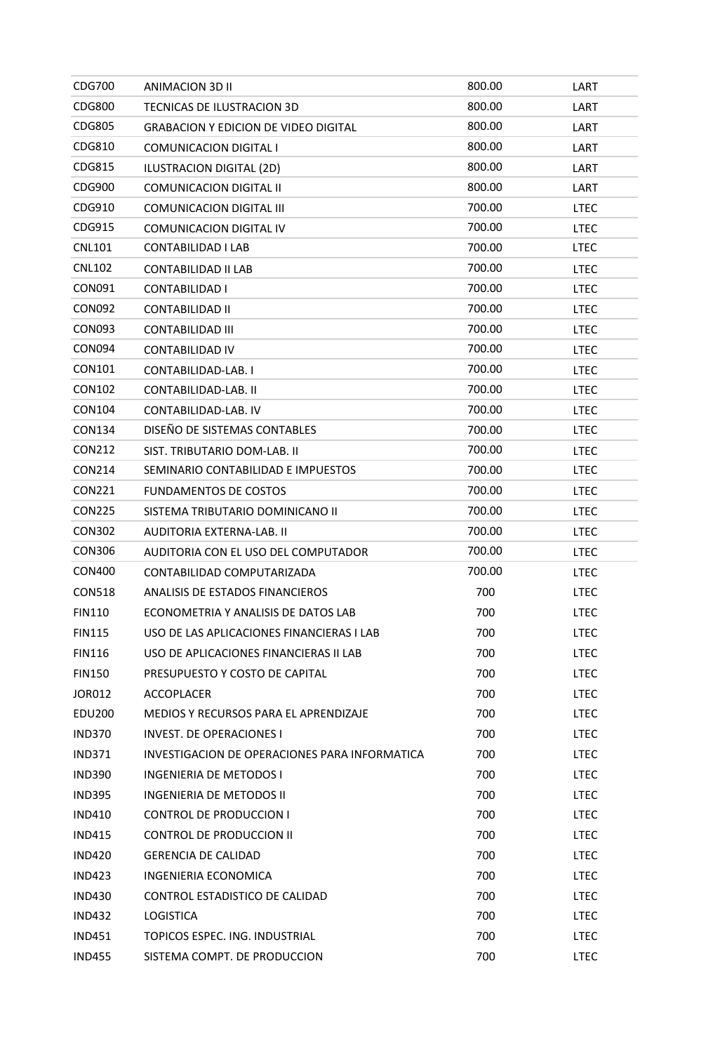| | | | |
|---|---|---|---|
| CDG700 | ANIMACION 3D II | 800.00 | LART |
| CDG800 | TECNICAS DE ILUSTRACION 3D | 800.00 | LART |
| CDG805 | GRABACION Y EDICION DE VIDEO DIGITAL | 800.00 | LART |
| CDG810 | COMUNICACION DIGITAL I | 800.00 | LART |
| CDG815 | ILUSTRACION DIGITAL (2D) | 800.00 | LART |
| CDG900 | COMUNICACION DIGITAL II | 800.00 | LART |
| CDG910 | COMUNICACION DIGITAL III | 700.00 | LTEC |
| CDG915 | COMUNICACION DIGITAL IV | 700.00 | LTEC |
| CNL101 | CONTABILIDAD I LAB | 700.00 | LTEC |
| CNL102 | CONTABILIDAD II LAB | 700.00 | LTEC |
| CON091 | CONTABILIDAD I | 700.00 | LTEC |
| CON092 | CONTABILIDAD II | 700.00 | LTEC |
| CON093 | CONTABILIDAD III | 700.00 | LTEC |
| CON094 | CONTABILIDAD IV | 700.00 | LTEC |
| CON101 | CONTABILIDAD-LAB. I | 700.00 | LTEC |
| CON102 | CONTABILIDAD-LAB. II | 700.00 | LTEC |
| CON104 | CONTABILIDAD-LAB. IV | 700.00 | LTEC |
| CON134 | DISEÑO DE SISTEMAS CONTABLES | 700.00 | LTEC |
| CON212 | SIST. TRIBUTARIO DOM-LAB. II | 700.00 | LTEC |
| CON214 | SEMINARIO CONTABILIDAD E IMPUESTOS | 700.00 | LTEC |
| CON221 | FUNDAMENTOS DE COSTOS | 700.00 | LTEC |
| CON225 | SISTEMA TRIBUTARIO DOMINICANO II | 700.00 | LTEC |
| CON302 | AUDITORIA EXTERNA-LAB. II | 700.00 | LTEC |
| CON306 | AUDITORIA CON EL USO DEL COMPUTADOR | 700.00 | LTEC |
| CON400 | CONTABILIDAD COMPUTARIZADA | 700.00 | LTEC |
| CON518 | ANALISIS DE ESTADOS FINANCIEROS | 700 | LTEC |
| FIN110 | ECONOMETRIA Y ANALISIS DE DATOS LAB | 700 | LTEC |
| FIN115 | USO DE LAS APLICACIONES FINANCIERAS I LAB | 700 | LTEC |
| FIN116 | USO DE APLICACIONES FINANCIERAS II LAB | 700 | LTEC |
| FIN150 | PRESUPUESTO Y COSTO DE CAPITAL | 700 | LTEC |
| JOR012 | ACCOPLACER | 700 | LTEC |
| EDU200 | MEDIOS Y RECURSOS PARA EL APRENDIZAJE | 700 | LTEC |
| IND370 | INVEST. DE OPERACIONES I | 700 | LTEC |
| IND371 | INVESTIGACION DE OPERACIONES PARA INFORMATICA | 700 | LTEC |
| IND390 | INGENIERIA DE METODOS I | 700 | LTEC |
| IND395 | INGENIERIA DE METODOS II | 700 | LTEC |
| IND410 | CONTROL DE PRODUCCION I | 700 | LTEC |
| IND415 | CONTROL DE PRODUCCION II | 700 | LTEC |
| IND420 | GERENCIA DE CALIDAD | 700 | LTEC |
| IND423 | INGENIERIA ECONOMICA | 700 | LTEC |
| IND430 | CONTROL ESTADISTICO DE CALIDAD | 700 | LTEC |
| IND432 | LOGISTICA | 700 | LTEC |
| IND451 | TOPICOS ESPEC. ING. INDUSTRIAL | 700 | LTEC |
| IND455 | SISTEMA COMPT. DE PRODUCCION | 700 | LTEC |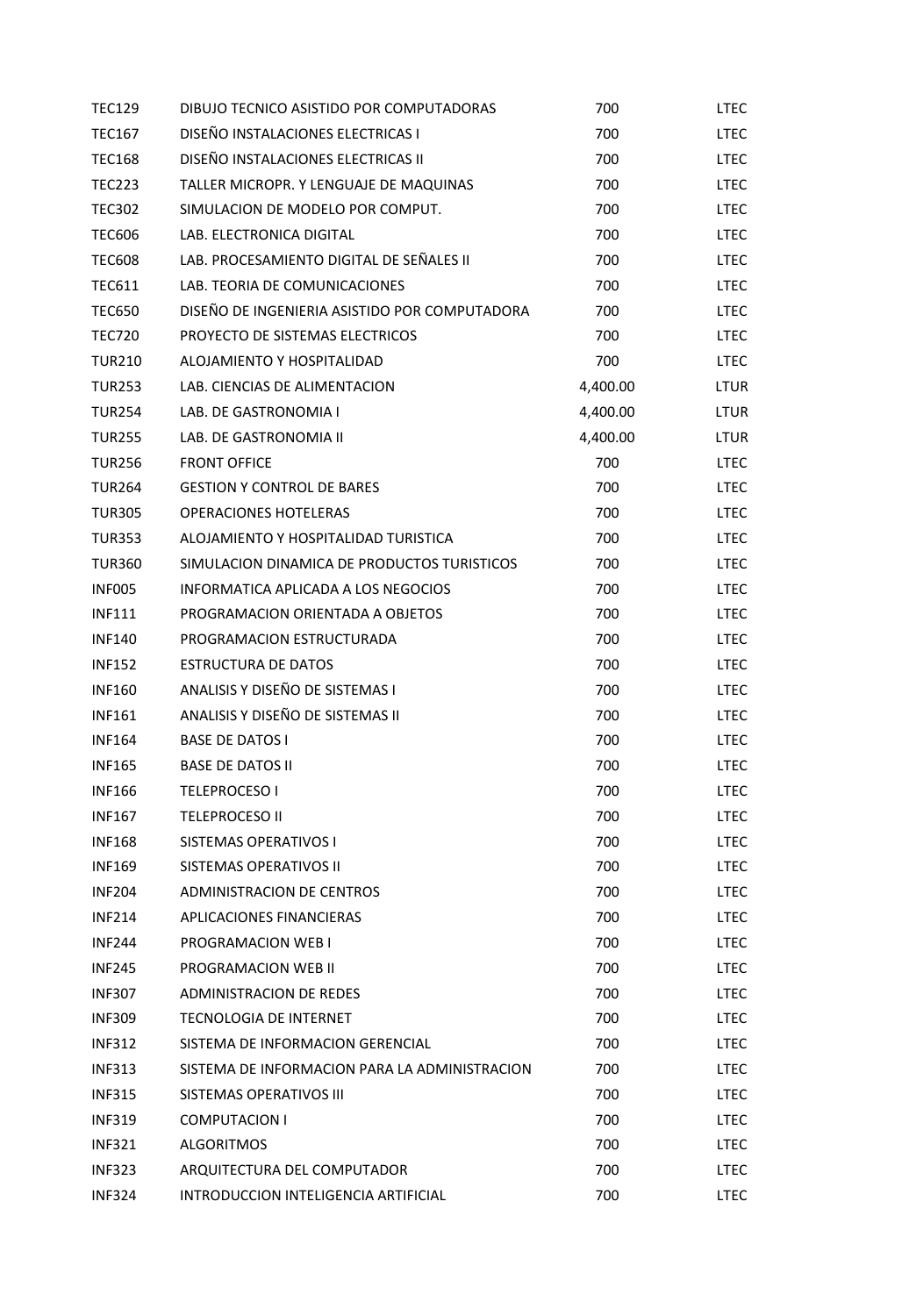| | | | |
|---|---|---|---|
| TEC129 | DIBUJO TECNICO ASISTIDO POR COMPUTADORAS | 700 | LTEC |
| TEC167 | DISEÑO INSTALACIONES ELECTRICAS I | 700 | LTEC |
| TEC168 | DISEÑO INSTALACIONES ELECTRICAS II | 700 | LTEC |
| TEC223 | TALLER MICROPR. Y LENGUAJE DE MAQUINAS | 700 | LTEC |
| TEC302 | SIMULACION DE MODELO POR COMPUT. | 700 | LTEC |
| TEC606 | LAB. ELECTRONICA DIGITAL | 700 | LTEC |
| TEC608 | LAB. PROCESAMIENTO DIGITAL DE SEÑALES II | 700 | LTEC |
| TEC611 | LAB. TEORIA DE COMUNICACIONES | 700 | LTEC |
| TEC650 | DISEÑO DE INGENIERIA ASISTIDO POR COMPUTADORA | 700 | LTEC |
| TEC720 | PROYECTO DE SISTEMAS ELECTRICOS | 700 | LTEC |
| TUR210 | ALOJAMIENTO Y HOSPITALIDAD | 700 | LTEC |
| TUR253 | LAB. CIENCIAS DE ALIMENTACION | 4,400.00 | LTUR |
| TUR254 | LAB. DE GASTRONOMIA I | 4,400.00 | LTUR |
| TUR255 | LAB. DE GASTRONOMIA II | 4,400.00 | LTUR |
| TUR256 | FRONT OFFICE | 700 | LTEC |
| TUR264 | GESTION Y CONTROL DE BARES | 700 | LTEC |
| TUR305 | OPERACIONES HOTELERAS | 700 | LTEC |
| TUR353 | ALOJAMIENTO Y HOSPITALIDAD TURISTICA | 700 | LTEC |
| TUR360 | SIMULACION DINAMICA DE PRODUCTOS TURISTICOS | 700 | LTEC |
| INF005 | INFORMATICA APLICADA A LOS NEGOCIOS | 700 | LTEC |
| INF111 | PROGRAMACION ORIENTADA A OBJETOS | 700 | LTEC |
| INF140 | PROGRAMACION ESTRUCTURADA | 700 | LTEC |
| INF152 | ESTRUCTURA DE DATOS | 700 | LTEC |
| INF160 | ANALISIS Y DISEÑO DE SISTEMAS I | 700 | LTEC |
| INF161 | ANALISIS Y DISEÑO DE SISTEMAS II | 700 | LTEC |
| INF164 | BASE DE DATOS I | 700 | LTEC |
| INF165 | BASE DE DATOS II | 700 | LTEC |
| INF166 | TELEPROCESO I | 700 | LTEC |
| INF167 | TELEPROCESO II | 700 | LTEC |
| INF168 | SISTEMAS OPERATIVOS I | 700 | LTEC |
| INF169 | SISTEMAS OPERATIVOS II | 700 | LTEC |
| INF204 | ADMINISTRACION DE CENTROS | 700 | LTEC |
| INF214 | APLICACIONES FINANCIERAS | 700 | LTEC |
| INF244 | PROGRAMACION WEB I | 700 | LTEC |
| INF245 | PROGRAMACION WEB II | 700 | LTEC |
| INF307 | ADMINISTRACION DE REDES | 700 | LTEC |
| INF309 | TECNOLOGIA DE INTERNET | 700 | LTEC |
| INF312 | SISTEMA DE INFORMACION GERENCIAL | 700 | LTEC |
| INF313 | SISTEMA DE INFORMACION PARA LA ADMINISTRACION | 700 | LTEC |
| INF315 | SISTEMAS OPERATIVOS III | 700 | LTEC |
| INF319 | COMPUTACION I | 700 | LTEC |
| INF321 | ALGORITMOS | 700 | LTEC |
| INF323 | ARQUITECTURA DEL COMPUTADOR | 700 | LTEC |
| INF324 | INTRODUCCION INTELIGENCIA ARTIFICIAL | 700 | LTEC |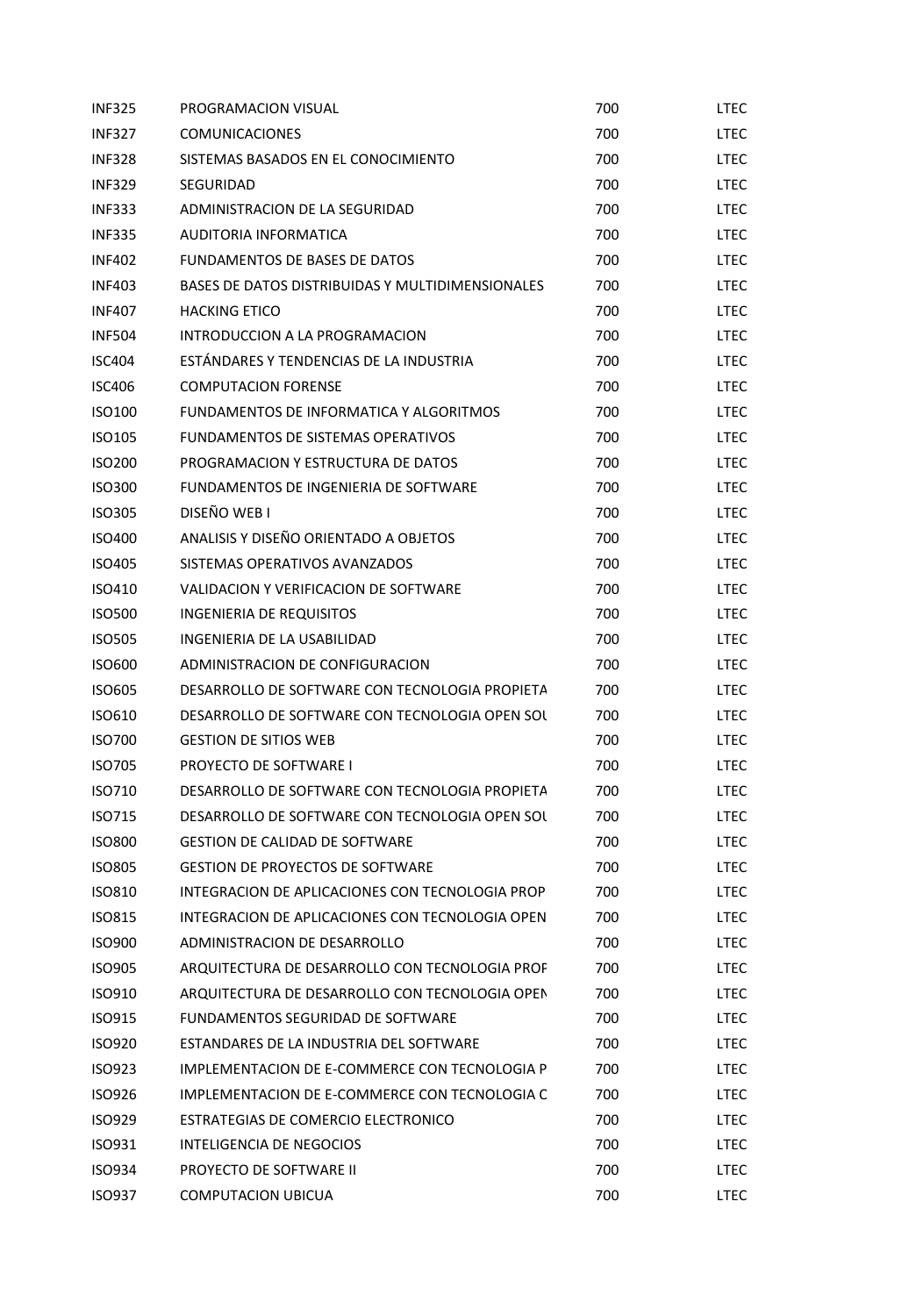| | | | |
|---|---|---|---|
| INF325 | PROGRAMACION VISUAL | 700 | LTEC |
| INF327 | COMUNICACIONES | 700 | LTEC |
| INF328 | SISTEMAS BASADOS EN EL CONOCIMIENTO | 700 | LTEC |
| INF329 | SEGURIDAD | 700 | LTEC |
| INF333 | ADMINISTRACION DE LA SEGURIDAD | 700 | LTEC |
| INF335 | AUDITORIA INFORMATICA | 700 | LTEC |
| INF402 | FUNDAMENTOS DE BASES DE DATOS | 700 | LTEC |
| INF403 | BASES DE DATOS DISTRIBUIDAS Y MULTIDIMENSIONALES | 700 | LTEC |
| INF407 | HACKING ETICO | 700 | LTEC |
| INF504 | INTRODUCCION A LA PROGRAMACION | 700 | LTEC |
| ISC404 | ESTÁNDARES Y TENDENCIAS DE LA INDUSTRIA | 700 | LTEC |
| ISC406 | COMPUTACION FORENSE | 700 | LTEC |
| ISO100 | FUNDAMENTOS DE INFORMATICA Y ALGORITMOS | 700 | LTEC |
| ISO105 | FUNDAMENTOS DE SISTEMAS OPERATIVOS | 700 | LTEC |
| ISO200 | PROGRAMACION Y ESTRUCTURA DE DATOS | 700 | LTEC |
| ISO300 | FUNDAMENTOS DE INGENIERIA DE SOFTWARE | 700 | LTEC |
| ISO305 | DISEÑO WEB I | 700 | LTEC |
| ISO400 | ANALISIS Y DISEÑO ORIENTADO A OBJETOS | 700 | LTEC |
| ISO405 | SISTEMAS OPERATIVOS AVANZADOS | 700 | LTEC |
| ISO410 | VALIDACION Y VERIFICACION DE SOFTWARE | 700 | LTEC |
| ISO500 | INGENIERIA DE REQUISITOS | 700 | LTEC |
| ISO505 | INGENIERIA DE LA USABILIDAD | 700 | LTEC |
| ISO600 | ADMINISTRACION DE CONFIGURACION | 700 | LTEC |
| ISO605 | DESARROLLO DE SOFTWARE CON TECNOLOGIA PROPIETA | 700 | LTEC |
| ISO610 | DESARROLLO DE SOFTWARE CON TECNOLOGIA OPEN SOU | 700 | LTEC |
| ISO700 | GESTION DE SITIOS WEB | 700 | LTEC |
| ISO705 | PROYECTO DE SOFTWARE I | 700 | LTEC |
| ISO710 | DESARROLLO DE SOFTWARE CON TECNOLOGIA PROPIETA | 700 | LTEC |
| ISO715 | DESARROLLO DE SOFTWARE CON TECNOLOGIA OPEN SOU | 700 | LTEC |
| ISO800 | GESTION DE CALIDAD DE SOFTWARE | 700 | LTEC |
| ISO805 | GESTION DE PROYECTOS DE SOFTWARE | 700 | LTEC |
| ISO810 | INTEGRACION DE APLICACIONES CON TECNOLOGIA PROP | 700 | LTEC |
| ISO815 | INTEGRACION DE APLICACIONES CON TECNOLOGIA OPEN | 700 | LTEC |
| ISO900 | ADMINISTRACION DE DESARROLLO | 700 | LTEC |
| ISO905 | ARQUITECTURA DE DESARROLLO CON TECNOLOGIA PROP | 700 | LTEC |
| ISO910 | ARQUITECTURA DE DESARROLLO CON TECNOLOGIA OPEN | 700 | LTEC |
| ISO915 | FUNDAMENTOS SEGURIDAD DE SOFTWARE | 700 | LTEC |
| ISO920 | ESTANDARES DE LA INDUSTRIA DEL SOFTWARE | 700 | LTEC |
| ISO923 | IMPLEMENTACION DE E-COMMERCE CON TECNOLOGIA P | 700 | LTEC |
| ISO926 | IMPLEMENTACION DE E-COMMERCE CON TECNOLOGIA C | 700 | LTEC |
| ISO929 | ESTRATEGIAS DE COMERCIO ELECTRONICO | 700 | LTEC |
| ISO931 | INTELIGENCIA DE NEGOCIOS | 700 | LTEC |
| ISO934 | PROYECTO DE SOFTWARE II | 700 | LTEC |
| ISO937 | COMPUTACION UBICUA | 700 | LTEC |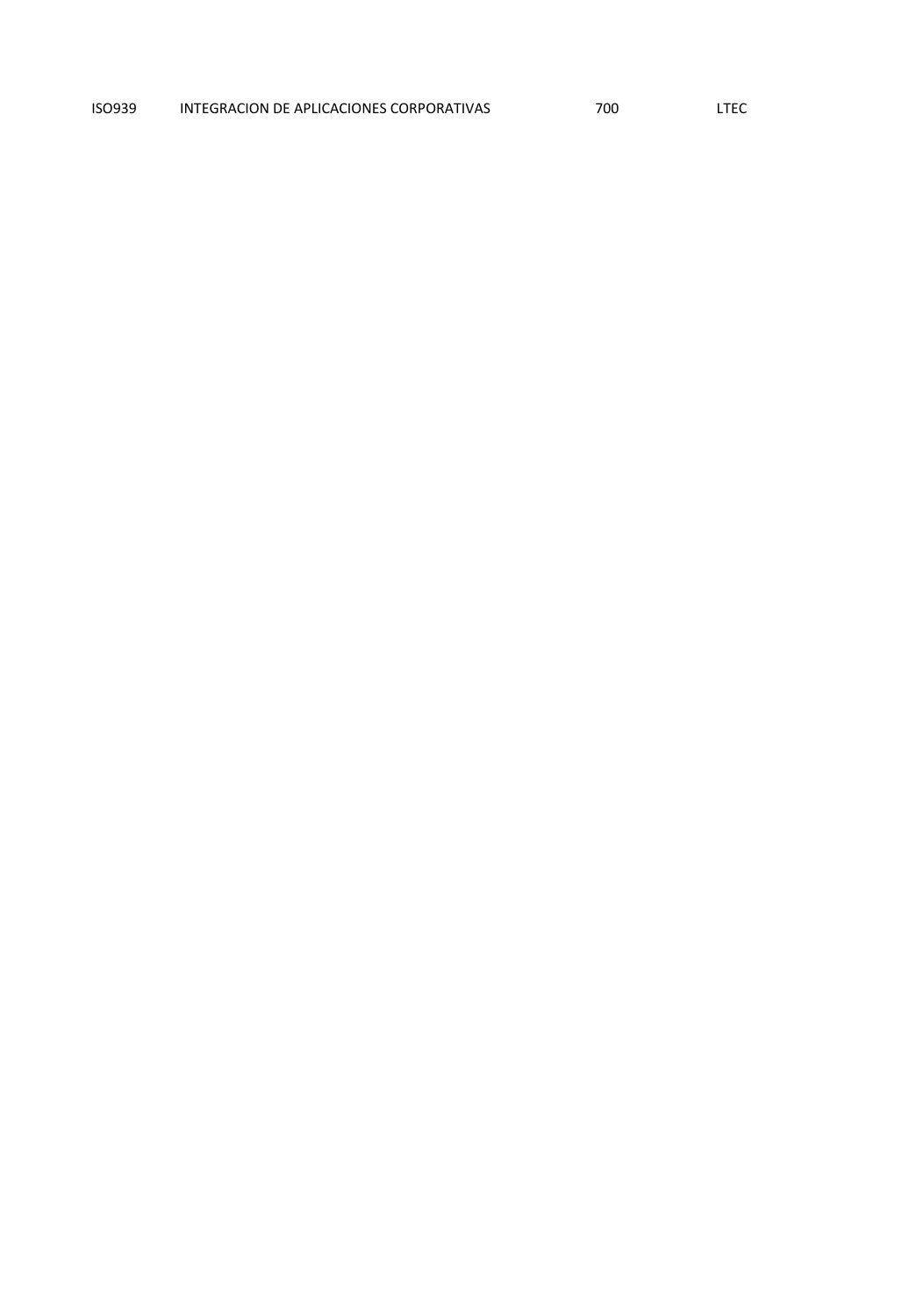| | | | |
|---|---|---|---|
| ISO939 | INTEGRACION DE APLICACIONES CORPORATIVAS | 700 | LTEC |